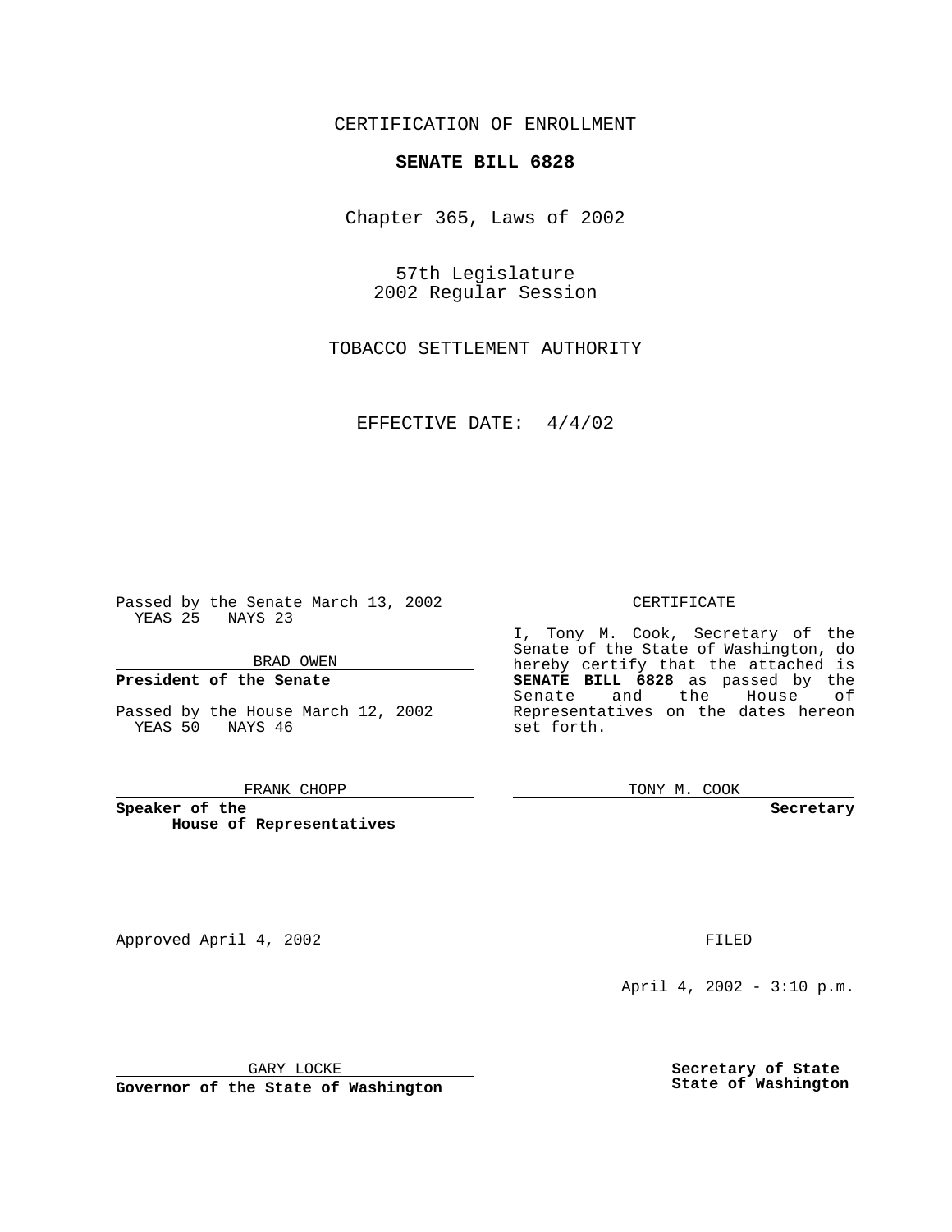CERTIFICATION OF ENROLLMENT

**SENATE BILL 6828**

Chapter 365, Laws of 2002

57th Legislature
2002 Regular Session

TOBACCO SETTLEMENT AUTHORITY

EFFECTIVE DATE: 4/4/02

Passed by the Senate March 13, 2002
YEAS 25 NAYS 23

BRAD OWEN

**President of the Senate**

Passed by the House March 12, 2002
YEAS 50 NAYS 46

FRANK CHOPP

**Speaker of the House of Representatives**

CERTIFICATE

I, Tony M. Cook, Secretary of the Senate of the State of Washington, do hereby certify that the attached is **SENATE BILL 6828** as passed by the Senate and the House of Representatives on the dates hereon set forth.

TONY M. COOK

**Secretary**

Approved April 4, 2002

GARY LOCKE

**Governor of the State of Washington**

FILED

April 4, 2002 - 3:10 p.m.

**Secretary of State**
**State of Washington**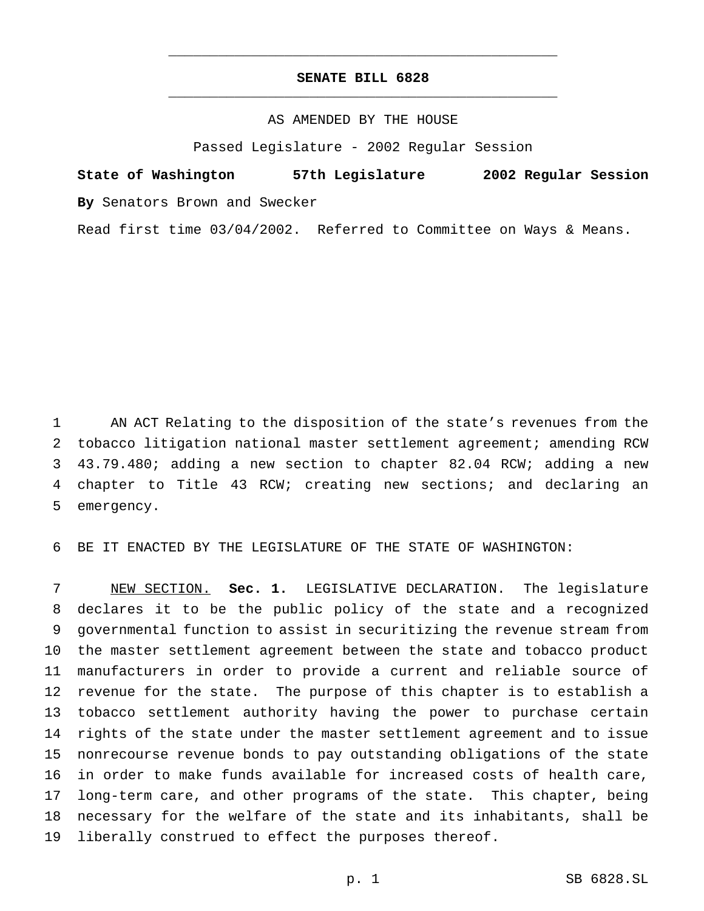# SENATE BILL 6828

AS AMENDED BY THE HOUSE

Passed Legislature - 2002 Regular Session

**State of Washington 57th Legislature 2002 Regular Session**

**By** Senators Brown and Swecker

Read first time 03/04/2002. Referred to Committee on Ways & Means.

AN ACT Relating to the disposition of the state's revenues from the tobacco litigation national master settlement agreement; amending RCW 43.79.480; adding a new section to chapter 82.04 RCW; adding a new chapter to Title 43 RCW; creating new sections; and declaring an emergency.

BE IT ENACTED BY THE LEGISLATURE OF THE STATE OF WASHINGTON:

NEW SECTION. **Sec. 1.** LEGISLATIVE DECLARATION. The legislature declares it to be the public policy of the state and a recognized governmental function to assist in securitizing the revenue stream from the master settlement agreement between the state and tobacco product manufacturers in order to provide a current and reliable source of revenue for the state. The purpose of this chapter is to establish a tobacco settlement authority having the power to purchase certain rights of the state under the master settlement agreement and to issue nonrecourse revenue bonds to pay outstanding obligations of the state in order to make funds available for increased costs of health care, long-term care, and other programs of the state. This chapter, being necessary for the welfare of the state and its inhabitants, shall be liberally construed to effect the purposes thereof.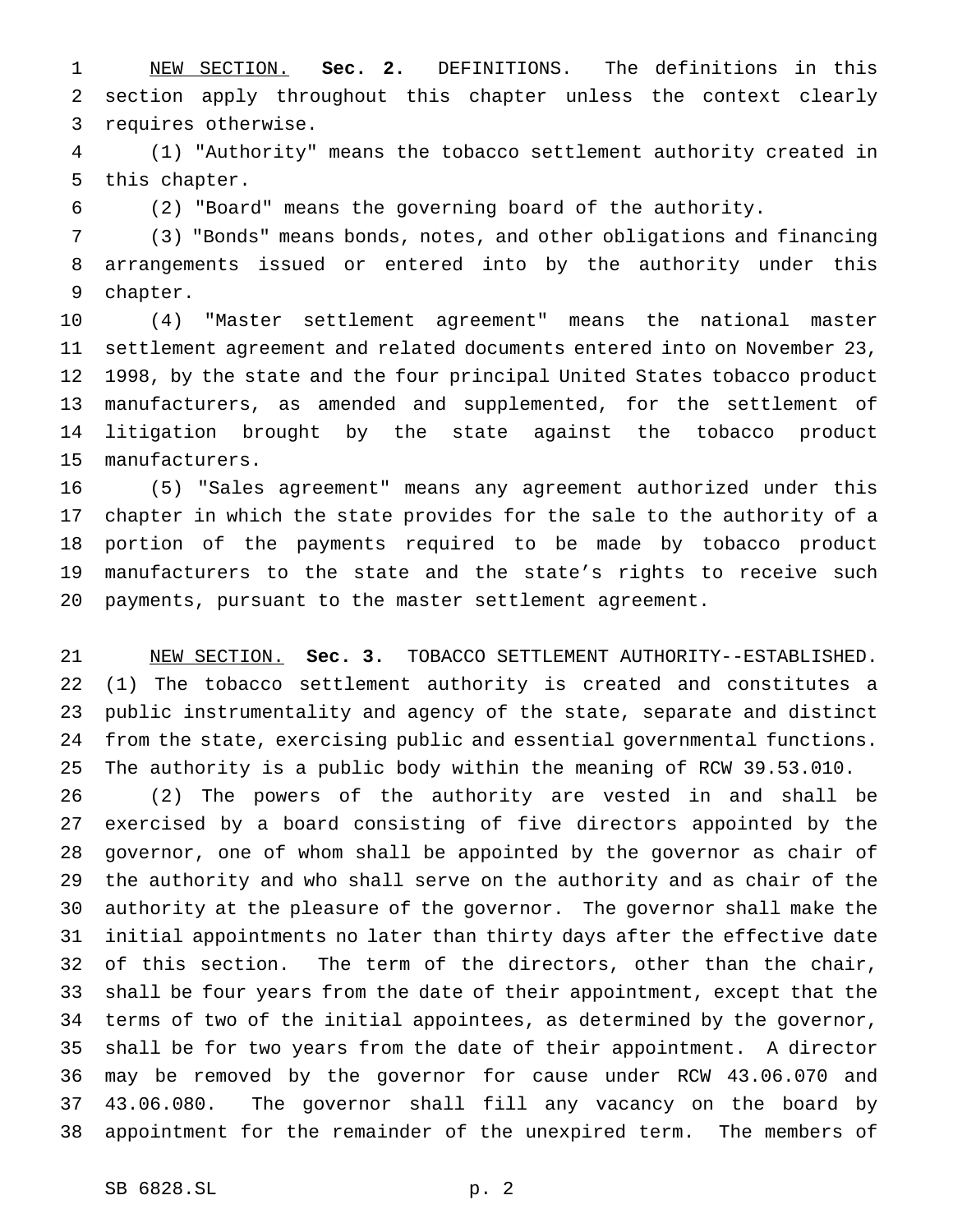NEW SECTION. **Sec. 2.** DEFINITIONS. The definitions in this section apply throughout this chapter unless the context clearly requires otherwise.

(1) "Authority" means the tobacco settlement authority created in this chapter.

(2) "Board" means the governing board of the authority.

(3) "Bonds" means bonds, notes, and other obligations and financing arrangements issued or entered into by the authority under this chapter.

(4) "Master settlement agreement" means the national master settlement agreement and related documents entered into on November 23, 1998, by the state and the four principal United States tobacco product manufacturers, as amended and supplemented, for the settlement of litigation brought by the state against the tobacco product manufacturers.

(5) "Sales agreement" means any agreement authorized under this chapter in which the state provides for the sale to the authority of a portion of the payments required to be made by tobacco product manufacturers to the state and the state's rights to receive such payments, pursuant to the master settlement agreement.

NEW SECTION. **Sec. 3.** TOBACCO SETTLEMENT AUTHORITY--ESTABLISHED. (1) The tobacco settlement authority is created and constitutes a public instrumentality and agency of the state, separate and distinct from the state, exercising public and essential governmental functions. The authority is a public body within the meaning of RCW 39.53.010.

(2) The powers of the authority are vested in and shall be exercised by a board consisting of five directors appointed by the governor, one of whom shall be appointed by the governor as chair of the authority and who shall serve on the authority and as chair of the authority at the pleasure of the governor. The governor shall make the initial appointments no later than thirty days after the effective date of this section. The term of the directors, other than the chair, shall be four years from the date of their appointment, except that the terms of two of the initial appointees, as determined by the governor, shall be for two years from the date of their appointment. A director may be removed by the governor for cause under RCW 43.06.070 and 43.06.080. The governor shall fill any vacancy on the board by appointment for the remainder of the unexpired term. The members of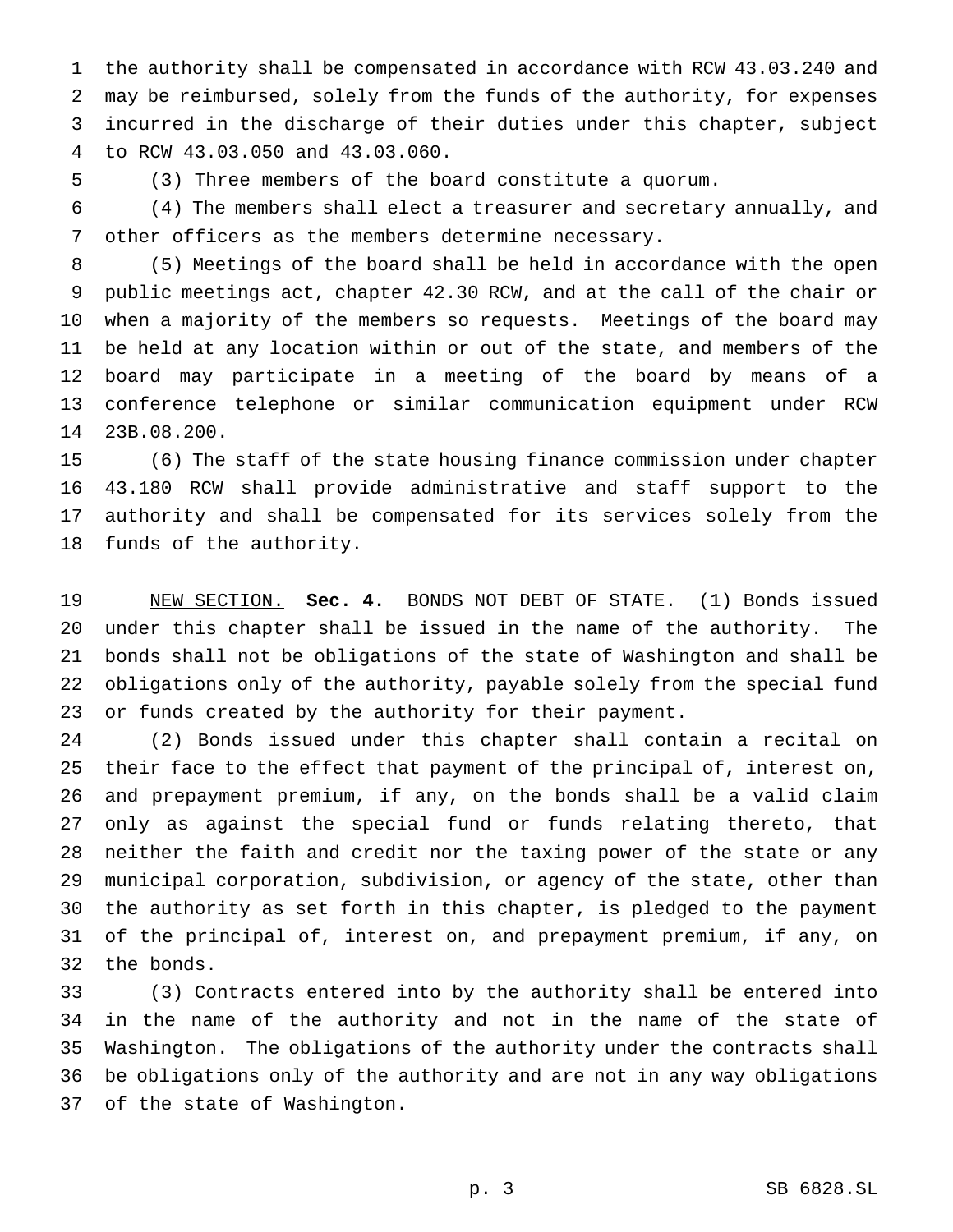the authority shall be compensated in accordance with RCW 43.03.240 and may be reimbursed, solely from the funds of the authority, for expenses incurred in the discharge of their duties under this chapter, subject to RCW 43.03.050 and 43.03.060.

(3) Three members of the board constitute a quorum.

(4) The members shall elect a treasurer and secretary annually, and other officers as the members determine necessary.

(5) Meetings of the board shall be held in accordance with the open public meetings act, chapter 42.30 RCW, and at the call of the chair or when a majority of the members so requests. Meetings of the board may be held at any location within or out of the state, and members of the board may participate in a meeting of the board by means of a conference telephone or similar communication equipment under RCW 23B.08.200.

(6) The staff of the state housing finance commission under chapter 43.180 RCW shall provide administrative and staff support to the authority and shall be compensated for its services solely from the funds of the authority.

NEW SECTION. **Sec. 4.** BONDS NOT DEBT OF STATE. (1) Bonds issued under this chapter shall be issued in the name of the authority. The bonds shall not be obligations of the state of Washington and shall be obligations only of the authority, payable solely from the special fund or funds created by the authority for their payment.

(2) Bonds issued under this chapter shall contain a recital on their face to the effect that payment of the principal of, interest on, and prepayment premium, if any, on the bonds shall be a valid claim only as against the special fund or funds relating thereto, that neither the faith and credit nor the taxing power of the state or any municipal corporation, subdivision, or agency of the state, other than the authority as set forth in this chapter, is pledged to the payment of the principal of, interest on, and prepayment premium, if any, on the bonds.

(3) Contracts entered into by the authority shall be entered into in the name of the authority and not in the name of the state of Washington. The obligations of the authority under the contracts shall be obligations only of the authority and are not in any way obligations of the state of Washington.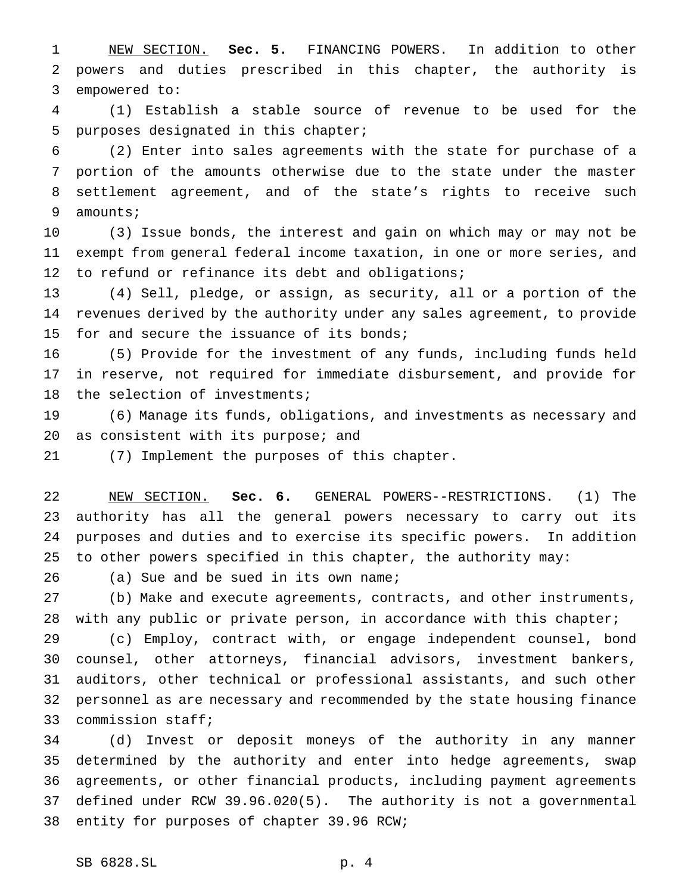NEW SECTION. **Sec. 5.** FINANCING POWERS. In addition to other powers and duties prescribed in this chapter, the authority is empowered to:

(1) Establish a stable source of revenue to be used for the purposes designated in this chapter;

(2) Enter into sales agreements with the state for purchase of a portion of the amounts otherwise due to the state under the master settlement agreement, and of the state's rights to receive such amounts;

(3) Issue bonds, the interest and gain on which may or may not be exempt from general federal income taxation, in one or more series, and to refund or refinance its debt and obligations;

(4) Sell, pledge, or assign, as security, all or a portion of the revenues derived by the authority under any sales agreement, to provide for and secure the issuance of its bonds;

(5) Provide for the investment of any funds, including funds held in reserve, not required for immediate disbursement, and provide for the selection of investments;

(6) Manage its funds, obligations, and investments as necessary and as consistent with its purpose; and

(7) Implement the purposes of this chapter.

NEW SECTION. **Sec. 6.** GENERAL POWERS--RESTRICTIONS. (1) The authority has all the general powers necessary to carry out its purposes and duties and to exercise its specific powers. In addition to other powers specified in this chapter, the authority may:

(a) Sue and be sued in its own name;

(b) Make and execute agreements, contracts, and other instruments, with any public or private person, in accordance with this chapter;

(c) Employ, contract with, or engage independent counsel, bond counsel, other attorneys, financial advisors, investment bankers, auditors, other technical or professional assistants, and such other personnel as are necessary and recommended by the state housing finance commission staff;

(d) Invest or deposit moneys of the authority in any manner determined by the authority and enter into hedge agreements, swap agreements, or other financial products, including payment agreements defined under RCW 39.96.020(5). The authority is not a governmental entity for purposes of chapter 39.96 RCW;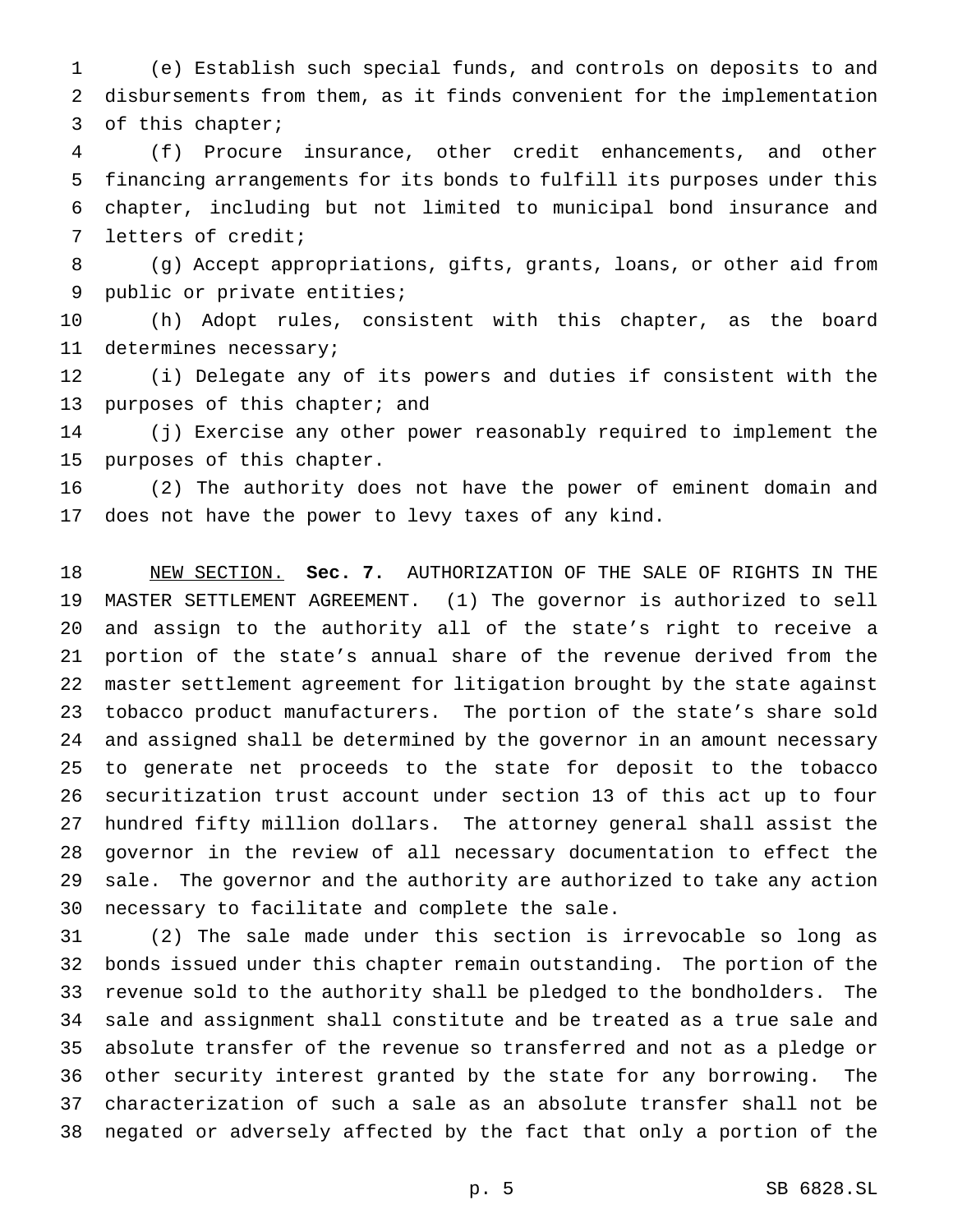(e) Establish such special funds, and controls on deposits to and disbursements from them, as it finds convenient for the implementation of this chapter;

(f) Procure insurance, other credit enhancements, and other financing arrangements for its bonds to fulfill its purposes under this chapter, including but not limited to municipal bond insurance and letters of credit;

(g) Accept appropriations, gifts, grants, loans, or other aid from public or private entities;

(h) Adopt rules, consistent with this chapter, as the board determines necessary;

(i) Delegate any of its powers and duties if consistent with the purposes of this chapter; and

(j) Exercise any other power reasonably required to implement the purposes of this chapter.

(2) The authority does not have the power of eminent domain and does not have the power to levy taxes of any kind.

NEW SECTION. **Sec. 7.** AUTHORIZATION OF THE SALE OF RIGHTS IN THE MASTER SETTLEMENT AGREEMENT. (1) The governor is authorized to sell and assign to the authority all of the state's right to receive a portion of the state's annual share of the revenue derived from the master settlement agreement for litigation brought by the state against tobacco product manufacturers. The portion of the state's share sold and assigned shall be determined by the governor in an amount necessary to generate net proceeds to the state for deposit to the tobacco securitization trust account under section 13 of this act up to four hundred fifty million dollars. The attorney general shall assist the governor in the review of all necessary documentation to effect the sale. The governor and the authority are authorized to take any action necessary to facilitate and complete the sale.

(2) The sale made under this section is irrevocable so long as bonds issued under this chapter remain outstanding. The portion of the revenue sold to the authority shall be pledged to the bondholders. The sale and assignment shall constitute and be treated as a true sale and absolute transfer of the revenue so transferred and not as a pledge or other security interest granted by the state for any borrowing. The characterization of such a sale as an absolute transfer shall not be negated or adversely affected by the fact that only a portion of the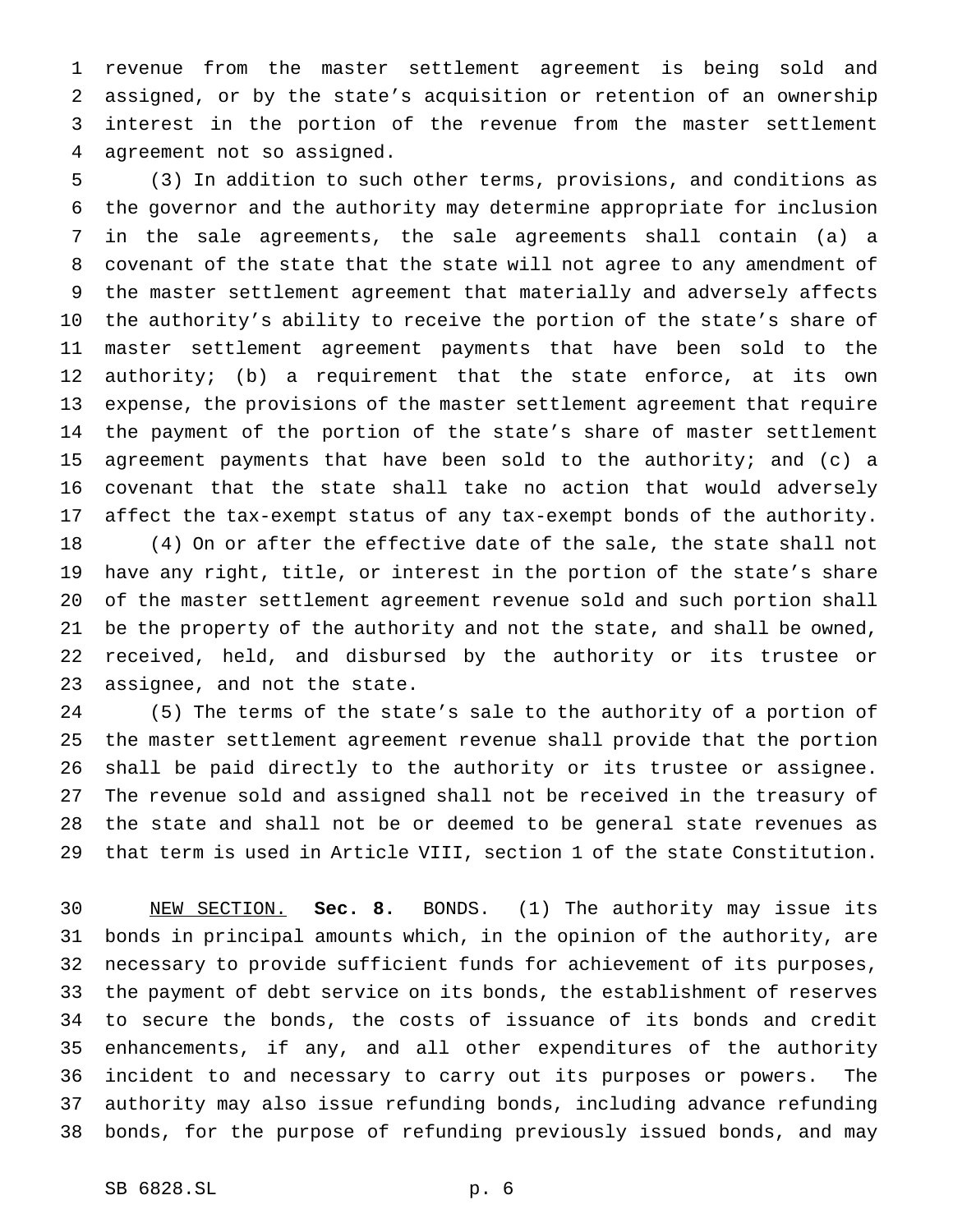revenue from the master settlement agreement is being sold and assigned, or by the state's acquisition or retention of an ownership interest in the portion of the revenue from the master settlement agreement not so assigned.

(3) In addition to such other terms, provisions, and conditions as the governor and the authority may determine appropriate for inclusion in the sale agreements, the sale agreements shall contain (a) a covenant of the state that the state will not agree to any amendment of the master settlement agreement that materially and adversely affects the authority's ability to receive the portion of the state's share of master settlement agreement payments that have been sold to the authority; (b) a requirement that the state enforce, at its own expense, the provisions of the master settlement agreement that require the payment of the portion of the state's share of master settlement agreement payments that have been sold to the authority; and (c) a covenant that the state shall take no action that would adversely affect the tax-exempt status of any tax-exempt bonds of the authority.

(4) On or after the effective date of the sale, the state shall not have any right, title, or interest in the portion of the state's share of the master settlement agreement revenue sold and such portion shall be the property of the authority and not the state, and shall be owned, received, held, and disbursed by the authority or its trustee or assignee, and not the state.

(5) The terms of the state's sale to the authority of a portion of the master settlement agreement revenue shall provide that the portion shall be paid directly to the authority or its trustee or assignee. The revenue sold and assigned shall not be received in the treasury of the state and shall not be or deemed to be general state revenues as that term is used in Article VIII, section 1 of the state Constitution.

NEW SECTION. **Sec. 8.** BONDS. (1) The authority may issue its bonds in principal amounts which, in the opinion of the authority, are necessary to provide sufficient funds for achievement of its purposes, the payment of debt service on its bonds, the establishment of reserves to secure the bonds, the costs of issuance of its bonds and credit enhancements, if any, and all other expenditures of the authority incident to and necessary to carry out its purposes or powers. The authority may also issue refunding bonds, including advance refunding bonds, for the purpose of refunding previously issued bonds, and may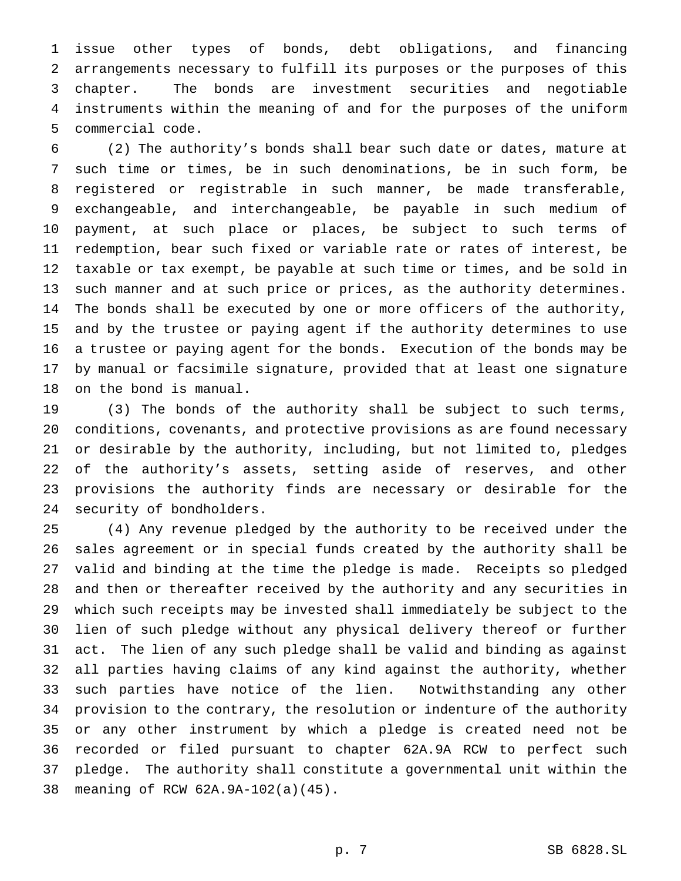issue other types of bonds, debt obligations, and financing arrangements necessary to fulfill its purposes or the purposes of this chapter. The bonds are investment securities and negotiable instruments within the meaning of and for the purposes of the uniform commercial code.

(2) The authority's bonds shall bear such date or dates, mature at such time or times, be in such denominations, be in such form, be registered or registrable in such manner, be made transferable, exchangeable, and interchangeable, be payable in such medium of payment, at such place or places, be subject to such terms of redemption, bear such fixed or variable rate or rates of interest, be taxable or tax exempt, be payable at such time or times, and be sold in such manner and at such price or prices, as the authority determines. The bonds shall be executed by one or more officers of the authority, and by the trustee or paying agent if the authority determines to use a trustee or paying agent for the bonds. Execution of the bonds may be by manual or facsimile signature, provided that at least one signature on the bond is manual.

(3) The bonds of the authority shall be subject to such terms, conditions, covenants, and protective provisions as are found necessary or desirable by the authority, including, but not limited to, pledges of the authority's assets, setting aside of reserves, and other provisions the authority finds are necessary or desirable for the security of bondholders.

(4) Any revenue pledged by the authority to be received under the sales agreement or in special funds created by the authority shall be valid and binding at the time the pledge is made. Receipts so pledged and then or thereafter received by the authority and any securities in which such receipts may be invested shall immediately be subject to the lien of such pledge without any physical delivery thereof or further act. The lien of any such pledge shall be valid and binding as against all parties having claims of any kind against the authority, whether such parties have notice of the lien. Notwithstanding any other provision to the contrary, the resolution or indenture of the authority or any other instrument by which a pledge is created need not be recorded or filed pursuant to chapter 62A.9A RCW to perfect such pledge. The authority shall constitute a governmental unit within the meaning of RCW 62A.9A-102(a)(45).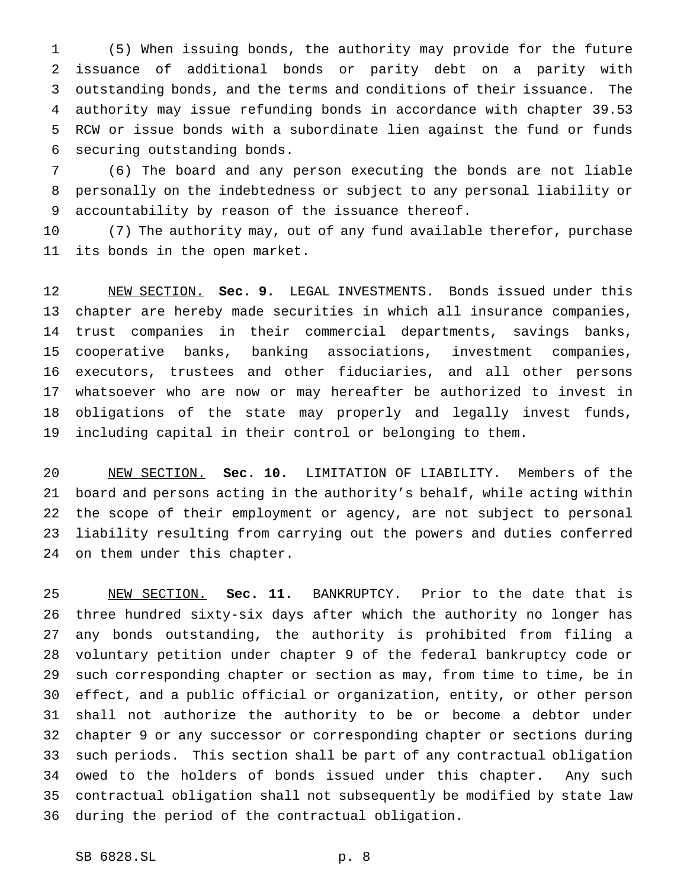(5) When issuing bonds, the authority may provide for the future issuance of additional bonds or parity debt on a parity with outstanding bonds, and the terms and conditions of their issuance. The authority may issue refunding bonds in accordance with chapter 39.53 RCW or issue bonds with a subordinate lien against the fund or funds securing outstanding bonds.

(6) The board and any person executing the bonds are not liable personally on the indebtedness or subject to any personal liability or accountability by reason of the issuance thereof.

(7) The authority may, out of any fund available therefor, purchase its bonds in the open market.

NEW SECTION. **Sec. 9.** LEGAL INVESTMENTS. Bonds issued under this chapter are hereby made securities in which all insurance companies, trust companies in their commercial departments, savings banks, cooperative banks, banking associations, investment companies, executors, trustees and other fiduciaries, and all other persons whatsoever who are now or may hereafter be authorized to invest in obligations of the state may properly and legally invest funds, including capital in their control or belonging to them.

NEW SECTION. **Sec. 10.** LIMITATION OF LIABILITY. Members of the board and persons acting in the authority's behalf, while acting within the scope of their employment or agency, are not subject to personal liability resulting from carrying out the powers and duties conferred on them under this chapter.

NEW SECTION. **Sec. 11.** BANKRUPTCY. Prior to the date that is three hundred sixty-six days after which the authority no longer has any bonds outstanding, the authority is prohibited from filing a voluntary petition under chapter 9 of the federal bankruptcy code or such corresponding chapter or section as may, from time to time, be in effect, and a public official or organization, entity, or other person shall not authorize the authority to be or become a debtor under chapter 9 or any successor or corresponding chapter or sections during such periods. This section shall be part of any contractual obligation owed to the holders of bonds issued under this chapter. Any such contractual obligation shall not subsequently be modified by state law during the period of the contractual obligation.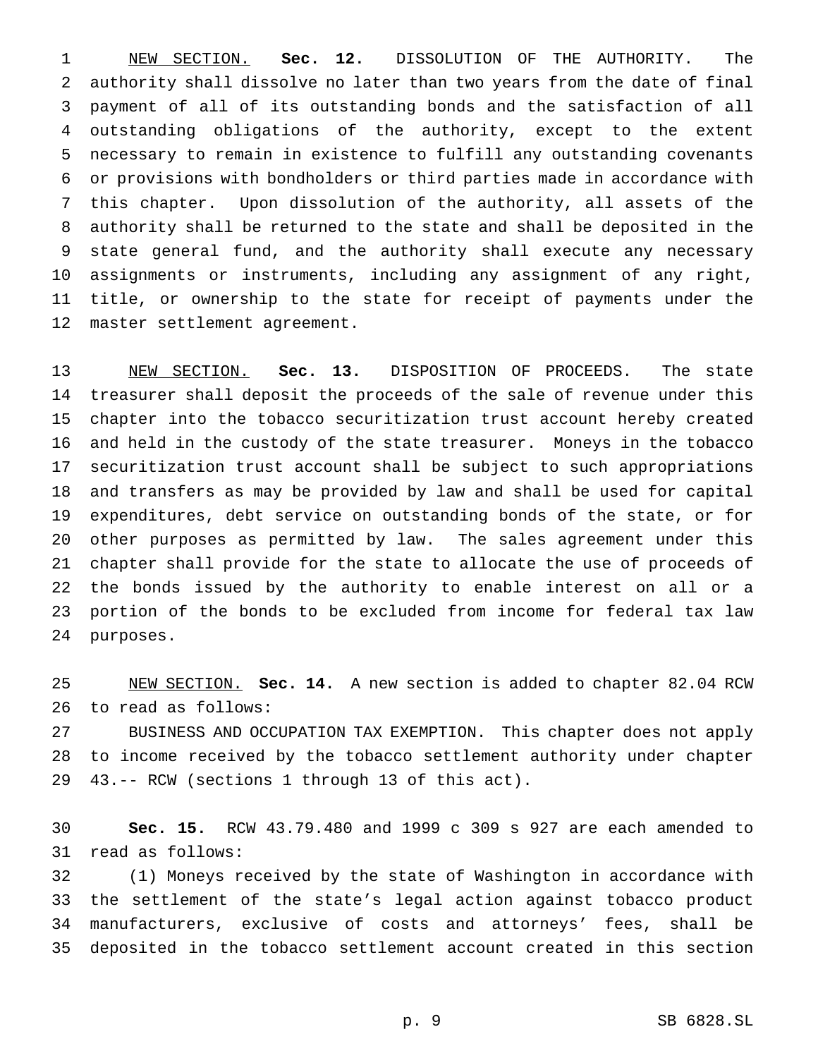NEW SECTION. **Sec. 12.** DISSOLUTION OF THE AUTHORITY. The authority shall dissolve no later than two years from the date of final payment of all of its outstanding bonds and the satisfaction of all outstanding obligations of the authority, except to the extent necessary to remain in existence to fulfill any outstanding covenants or provisions with bondholders or third parties made in accordance with this chapter. Upon dissolution of the authority, all assets of the authority shall be returned to the state and shall be deposited in the state general fund, and the authority shall execute any necessary assignments or instruments, including any assignment of any right, title, or ownership to the state for receipt of payments under the master settlement agreement.

NEW SECTION. **Sec. 13.** DISPOSITION OF PROCEEDS. The state treasurer shall deposit the proceeds of the sale of revenue under this chapter into the tobacco securitization trust account hereby created and held in the custody of the state treasurer. Moneys in the tobacco securitization trust account shall be subject to such appropriations and transfers as may be provided by law and shall be used for capital expenditures, debt service on outstanding bonds of the state, or for other purposes as permitted by law. The sales agreement under this chapter shall provide for the state to allocate the use of proceeds of the bonds issued by the authority to enable interest on all or a portion of the bonds to be excluded from income for federal tax law purposes.

NEW SECTION. **Sec. 14.** A new section is added to chapter 82.04 RCW to read as follows:

BUSINESS AND OCCUPATION TAX EXEMPTION. This chapter does not apply to income received by the tobacco settlement authority under chapter 43.-- RCW (sections 1 through 13 of this act).

**Sec. 15.** RCW 43.79.480 and 1999 c 309 s 927 are each amended to read as follows:

(1) Moneys received by the state of Washington in accordance with the settlement of the state's legal action against tobacco product manufacturers, exclusive of costs and attorneys' fees, shall be deposited in the tobacco settlement account created in this section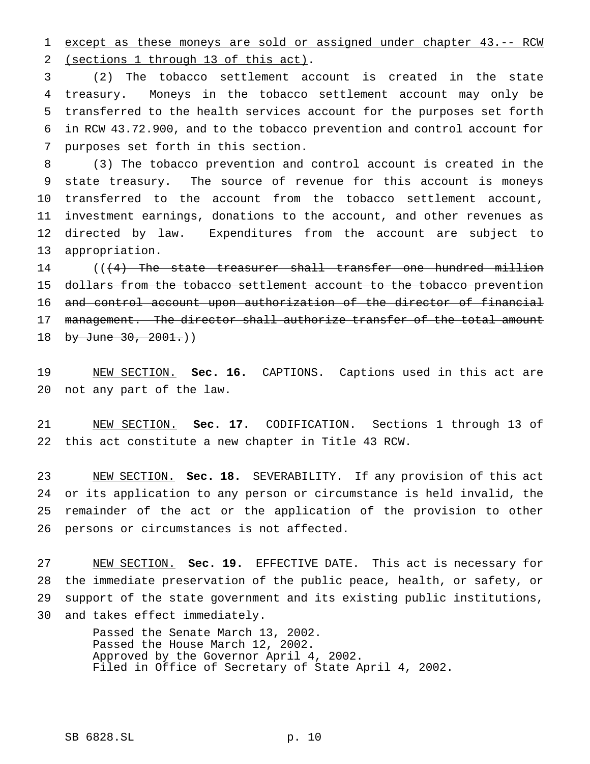except as these moneys are sold or assigned under chapter 43.-- RCW (sections 1 through 13 of this act).

(2) The tobacco settlement account is created in the state treasury. Moneys in the tobacco settlement account may only be transferred to the health services account for the purposes set forth in RCW 43.72.900, and to the tobacco prevention and control account for purposes set forth in this section.

(3) The tobacco prevention and control account is created in the state treasury. The source of revenue for this account is moneys transferred to the account from the tobacco settlement account, investment earnings, donations to the account, and other revenues as directed by law. Expenditures from the account are subject to appropriation.

(( ~~(4) The state treasurer shall transfer one hundred million dollars from the tobacco settlement account to the tobacco prevention and control account upon authorization of the director of financial management. The director shall authorize transfer of the total amount by June 30, 2001.~~ ))

NEW SECTION. **Sec. 16.** CAPTIONS. Captions used in this act are not any part of the law.

NEW SECTION. **Sec. 17.** CODIFICATION. Sections 1 through 13 of this act constitute a new chapter in Title 43 RCW.

NEW SECTION. **Sec. 18.** SEVERABILITY. If any provision of this act or its application to any person or circumstance is held invalid, the remainder of the act or the application of the provision to other persons or circumstances is not affected.

NEW SECTION. **Sec. 19.** EFFECTIVE DATE. This act is necessary for the immediate preservation of the public peace, health, or safety, or support of the state government and its existing public institutions, and takes effect immediately.

Passed the Senate March 13, 2002.
Passed the House March 12, 2002.
Approved by the Governor April 4, 2002.
Filed in Office of Secretary of State April 4, 2002.